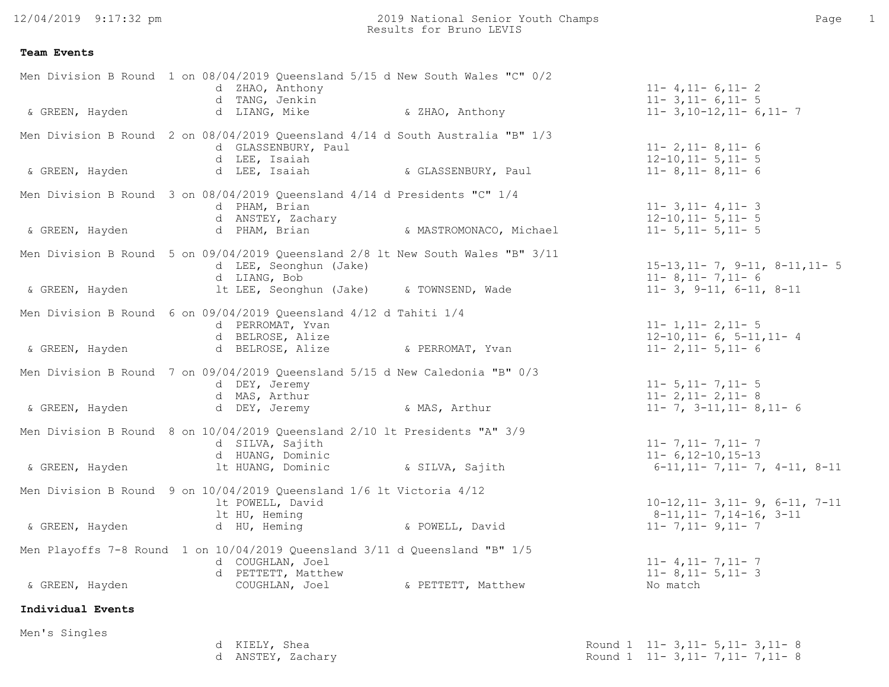2019 National Senior Youth Champs
Results for Bruno LEVIS

**Team Events**

Men Division B Round 1 on 08/04/2019 Queensland 5/15 d New South Wales "C" 0/2

| Partner | Result | Opponent | Opp. Partner | Score |
|---|---|---|---|---|
| | d | ZHAO, Anthony | | 11- 4,11- 6,11- 2 |
| | d | TANG, Jenkin | | 11- 3,11- 6,11- 5 |
| & GREEN, Hayden | d | LIANG, Mike | & ZHAO, Anthony | 11- 3,10-12,11- 6,11- 7 |

Men Division B Round 2 on 08/04/2019 Queensland 4/14 d South Australia "B" 1/3

| Partner | Result | Opponent | Opp. Partner | Score |
|---|---|---|---|---|
| | d | GLASSENBURY, Paul | | 11- 2,11- 8,11- 6 |
| | d | LEE, Isaiah | | 12-10,11- 5,11- 5 |
| & GREEN, Hayden | d | LEE, Isaiah | & GLASSENBURY, Paul | 11- 8,11- 8,11- 6 |

Men Division B Round 3 on 08/04/2019 Queensland 4/14 d Presidents "C" 1/4

| Partner | Result | Opponent | Opp. Partner | Score |
|---|---|---|---|---|
| | d | PHAM, Brian | | 11- 3,11- 4,11- 3 |
| | d | ANSTEY, Zachary | | 12-10,11- 5,11- 5 |
| & GREEN, Hayden | d | PHAM, Brian | & MASTROMONACO, Michael | 11- 5,11- 5,11- 5 |

Men Division B Round 5 on 09/04/2019 Queensland 2/8 lt New South Wales "B" 3/11

| Partner | Result | Opponent | Opp. Partner | Score |
|---|---|---|---|---|
| | d | LEE, Seonghun (Jake) | | 15-13,11- 7, 9-11, 8-11,11- 5 |
| | d | LIANG, Bob | | 11- 8,11- 7,11- 6 |
| & GREEN, Hayden | lt | LEE, Seonghun (Jake) | & TOWNSEND, Wade | 11- 3, 9-11, 6-11, 8-11 |

Men Division B Round 6 on 09/04/2019 Queensland 4/12 d Tahiti 1/4

| Partner | Result | Opponent | Opp. Partner | Score |
|---|---|---|---|---|
| | d | PERROMAT, Yvan | | 11- 1,11- 2,11- 5 |
| | d | BELROSE, Alize | | 12-10,11- 6, 5-11,11- 4 |
| & GREEN, Hayden | d | BELROSE, Alize | & PERROMAT, Yvan | 11- 2,11- 5,11- 6 |

Men Division B Round 7 on 09/04/2019 Queensland 5/15 d New Caledonia "B" 0/3

| Partner | Result | Opponent | Opp. Partner | Score |
|---|---|---|---|---|
| | d | DEY, Jeremy | | 11- 5,11- 7,11- 5 |
| | d | MAS, Arthur | | 11- 2,11- 2,11- 8 |
| & GREEN, Hayden | d | DEY, Jeremy | & MAS, Arthur | 11- 7, 3-11,11- 8,11- 6 |

Men Division B Round 8 on 10/04/2019 Queensland 2/10 lt Presidents "A" 3/9

| Partner | Result | Opponent | Opp. Partner | Score |
|---|---|---|---|---|
| | d | SILVA, Sajith | | 11- 7,11- 7,11- 7 |
| | d | HUANG, Dominic | | 11- 6,12-10,15-13 |
| & GREEN, Hayden | lt | HUANG, Dominic | & SILVA, Sajith | 6-11,11- 7,11- 7, 4-11, 8-11 |

Men Division B Round 9 on 10/04/2019 Queensland 1/6 lt Victoria 4/12

| Partner | Result | Opponent | Opp. Partner | Score |
|---|---|---|---|---|
| | lt | POWELL, David | | 10-12,11- 3,11- 9, 6-11, 7-11 |
| | lt | HU, Heming | | 8-11,11- 7,14-16, 3-11 |
| & GREEN, Hayden | d | HU, Heming | & POWELL, David | 11- 7,11- 9,11- 7 |

Men Playoffs 7-8 Round 1 on 10/04/2019 Queensland 3/11 d Queensland "B" 1/5

| Partner | Result | Opponent | Opp. Partner | Score |
|---|---|---|---|---|
| | d | COUGHLAN, Joel | | 11- 4,11- 7,11- 7 |
| | d | PETTETT, Matthew | | 11- 8,11- 5,11- 3 |
| & GREEN, Hayden | | COUGHLAN, Joel | & PETTETT, Matthew | No match |

**Individual Events**

Men's Singles

| Result | Opponent | Round | Score |
|---|---|---|---|
| d | KIELY, Shea | Round 1 | 11- 3,11- 5,11- 3,11- 8 |
| d | ANSTEY, Zachary | Round 1 | 11- 3,11- 7,11- 7,11- 8 |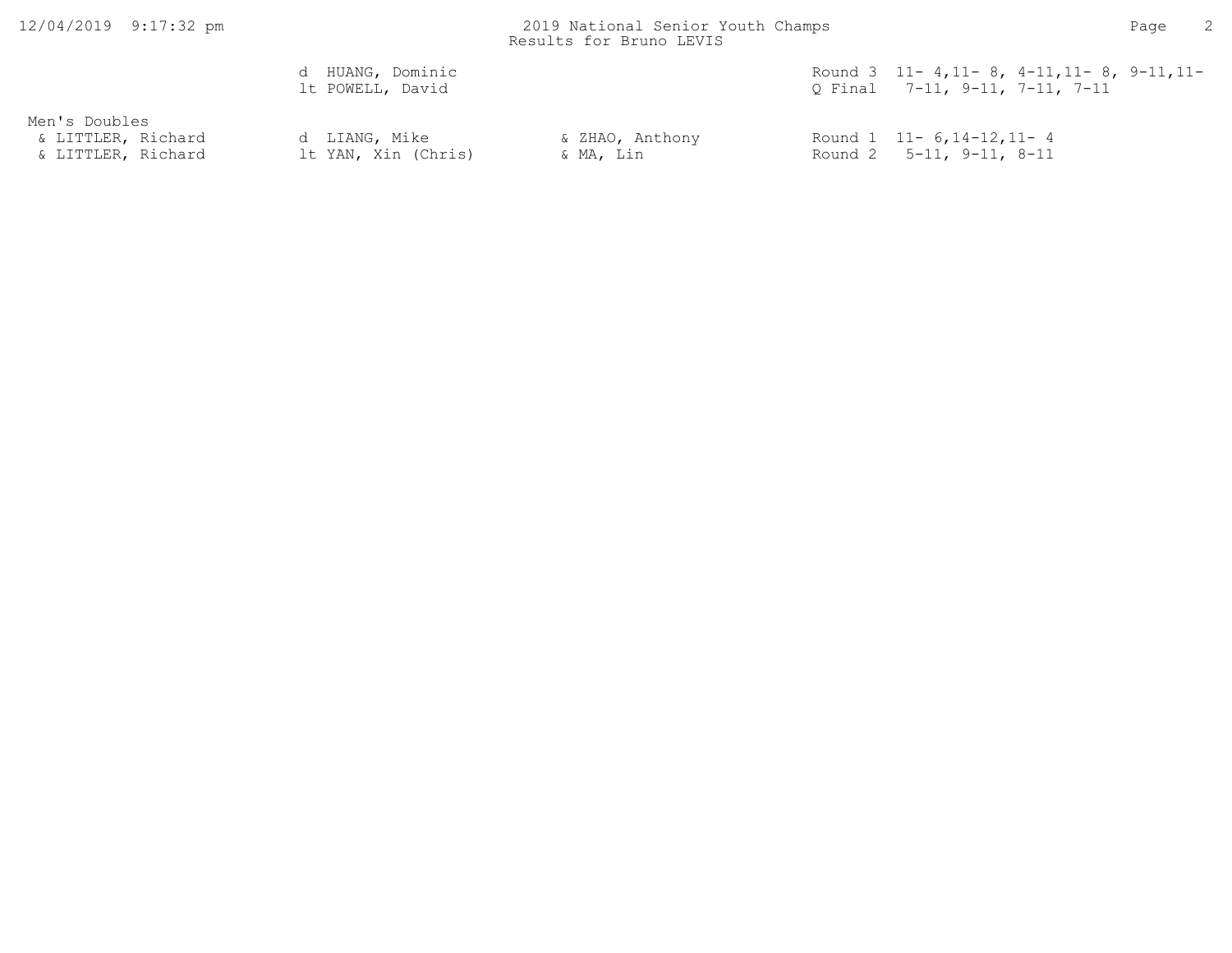| | | | | |
|---|---|---|---|---|
| | d HUANG, Dominic | | Round 3 | 11- 4,11- 8, 4-11,11- 8, 9-11,11- |
| | lt POWELL, David | | Q Final | 7-11, 9-11, 7-11, 7-11 |

Men's Doubles

| | | | | |
|---|---|---|---|---|
| & LITTLER, Richard | d LIANG, Mike | & ZHAO, Anthony | Round 1 | 11- 6,14-12,11- 4 |
| & LITTLER, Richard | lt YAN, Xin (Chris) | & MA, Lin | Round 2 | 5-11, 9-11, 8-11 |